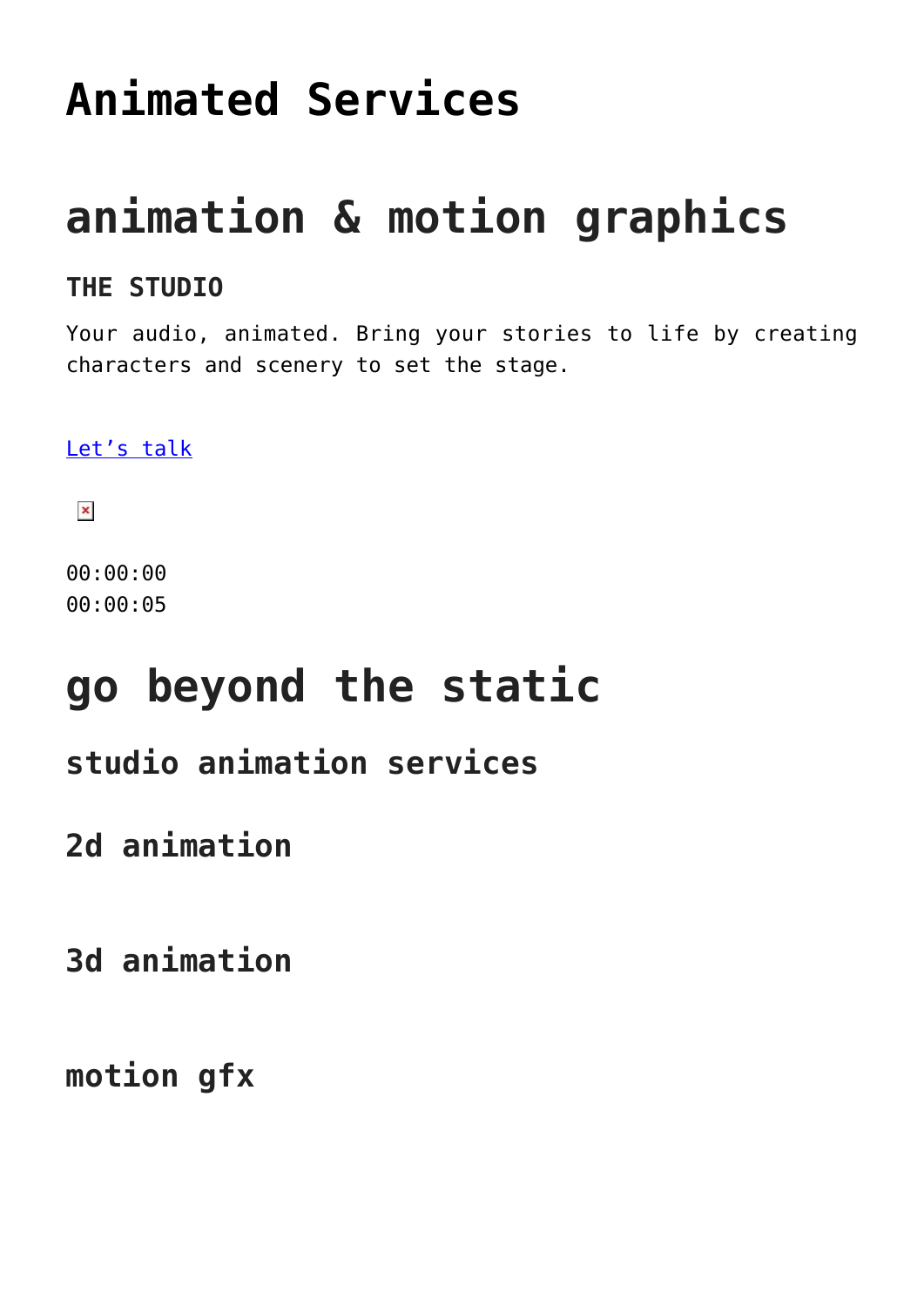# Animated Services

## animation & motion graphics

### THE STUDIO

Your audio, animated. Bring your stories to life by creating characters and scenery to set the stage.

[Let’s talk]()

00:00:00
00:00:05

## go beyond the static

### studio animation services

### 2d animation

### 3d animation

### motion gfx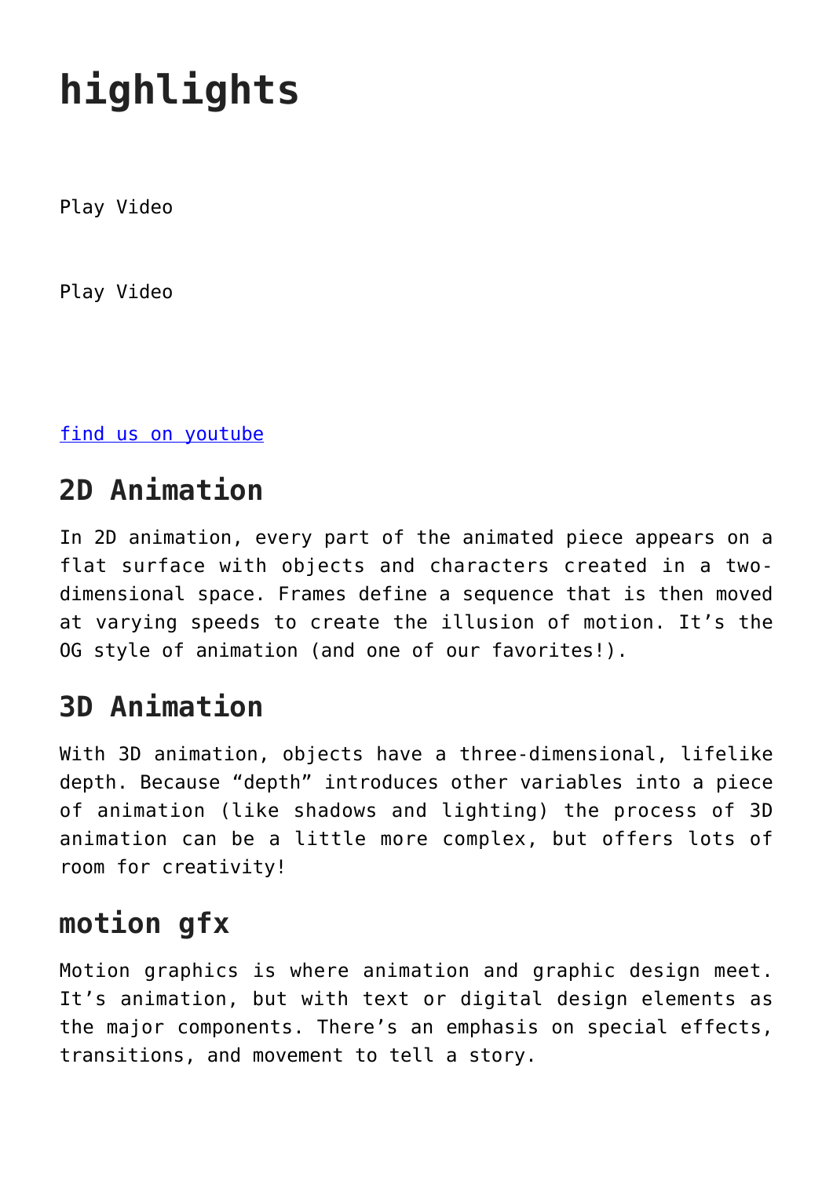# highlights

Play Video

Play Video

find us on youtube

## 2D Animation

In 2D animation, every part of the animated piece appears on a flat surface with objects and characters created in a two-dimensional space. Frames define a sequence that is then moved at varying speeds to create the illusion of motion. It's the OG style of animation (and one of our favorites!).

## 3D Animation

With 3D animation, objects have a three-dimensional, lifelike depth. Because "depth" introduces other variables into a piece of animation (like shadows and lighting) the process of 3D animation can be a little more complex, but offers lots of room for creativity!

## motion gfx

Motion graphics is where animation and graphic design meet. It's animation, but with text or digital design elements as the major components. There's an emphasis on special effects, transitions, and movement to tell a story.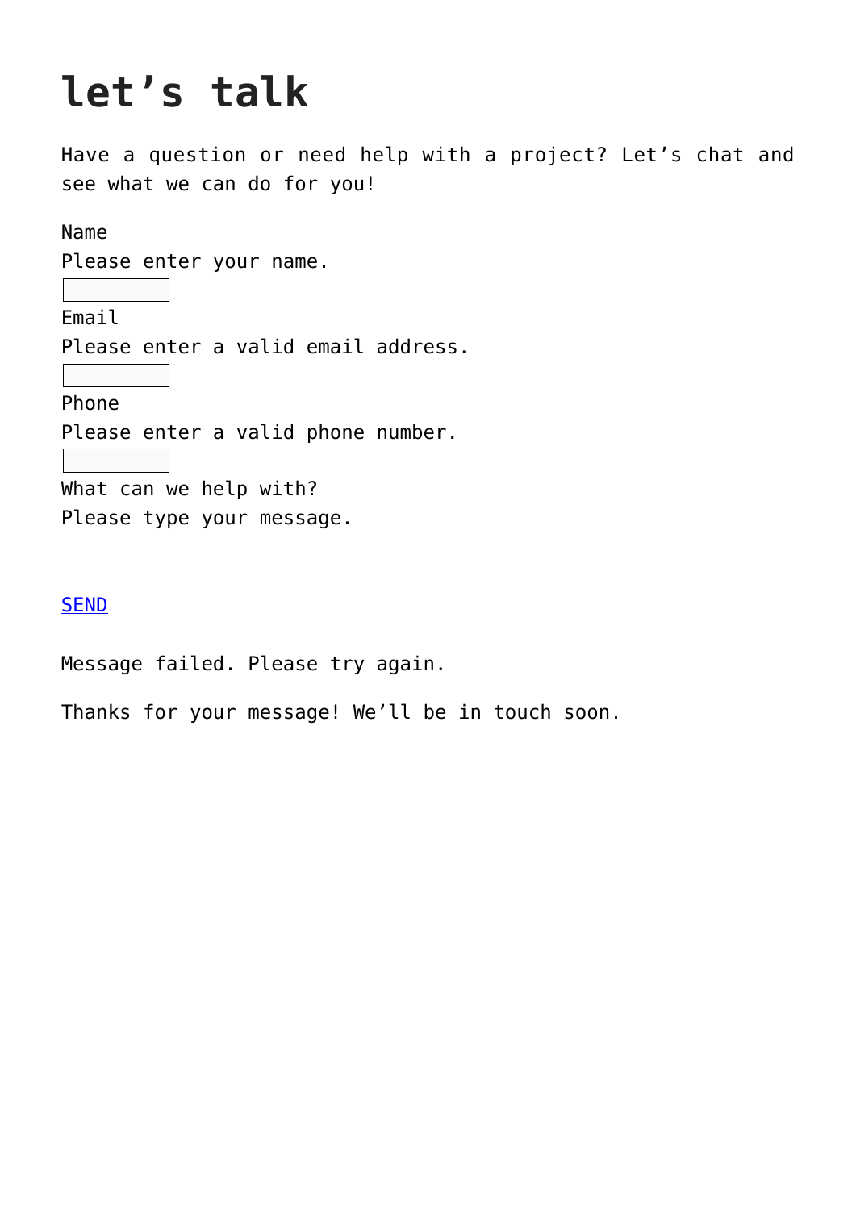# let’s talk

Have a question or need help with a project? Let’s chat and see what we can do for you!

Name
Please enter your name.

Email
Please enter a valid email address.

Phone
Please enter a valid phone number.

What can we help with?
Please type your message.

SEND

Message failed. Please try again.

Thanks for your message! We’ll be in touch soon.